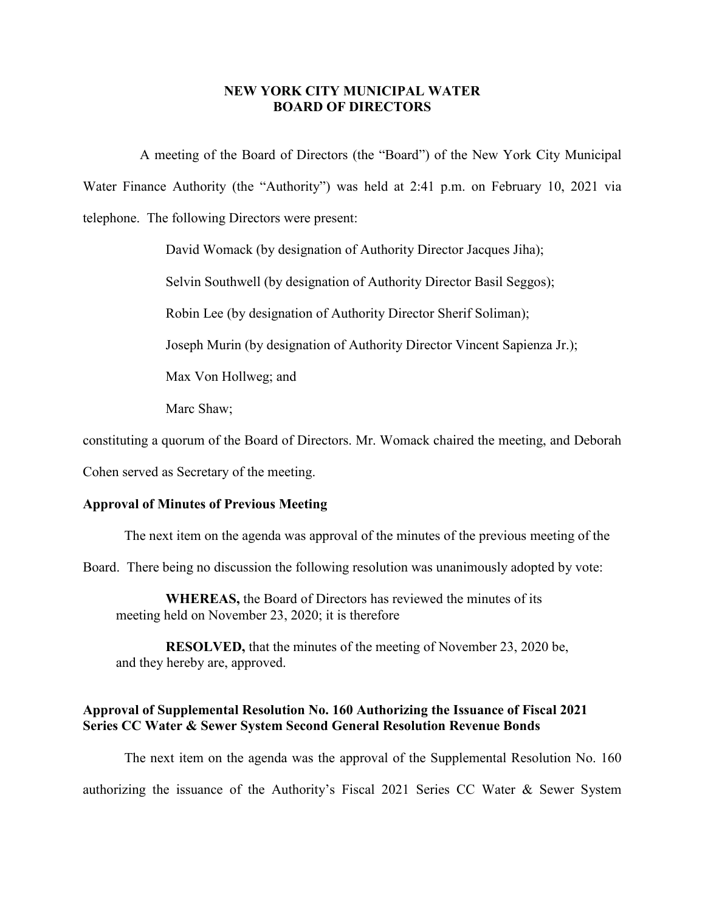# NEW YORK CITY MUNICIPAL WATER BOARD OF DIRECTORS

A meeting of the Board of Directors (the "Board") of the New York City Municipal Water Finance Authority (the "Authority") was held at 2:41 p.m. on February 10, 2021 via telephone. The following Directors were present:

David Womack (by designation of Authority Director Jacques Jiha);

Selvin Southwell (by designation of Authority Director Basil Seggos);

Robin Lee (by designation of Authority Director Sherif Soliman);

Joseph Murin (by designation of Authority Director Vincent Sapienza Jr.);

Max Von Hollweg; and

Marc Shaw;

constituting a quorum of the Board of Directors. Mr. Womack chaired the meeting, and Deborah Cohen served as Secretary of the meeting.

**Approval of Minutes of Previous Meeting**

The next item on the agenda was approval of the minutes of the previous meeting of the Board. There being no discussion the following resolution was unanimously adopted by vote:

> **WHEREAS,** the Board of Directors has reviewed the minutes of its meeting held on November 23, 2020; it is therefore
>
> **RESOLVED,** that the minutes of the meeting of November 23, 2020 be, and they hereby are, approved.

**Approval of Supplemental Resolution No. 160 Authorizing the Issuance of Fiscal 2021 Series CC Water & Sewer System Second General Resolution Revenue Bonds**

The next item on the agenda was the approval of the Supplemental Resolution No. 160 authorizing the issuance of the Authority's Fiscal 2021 Series CC Water & Sewer System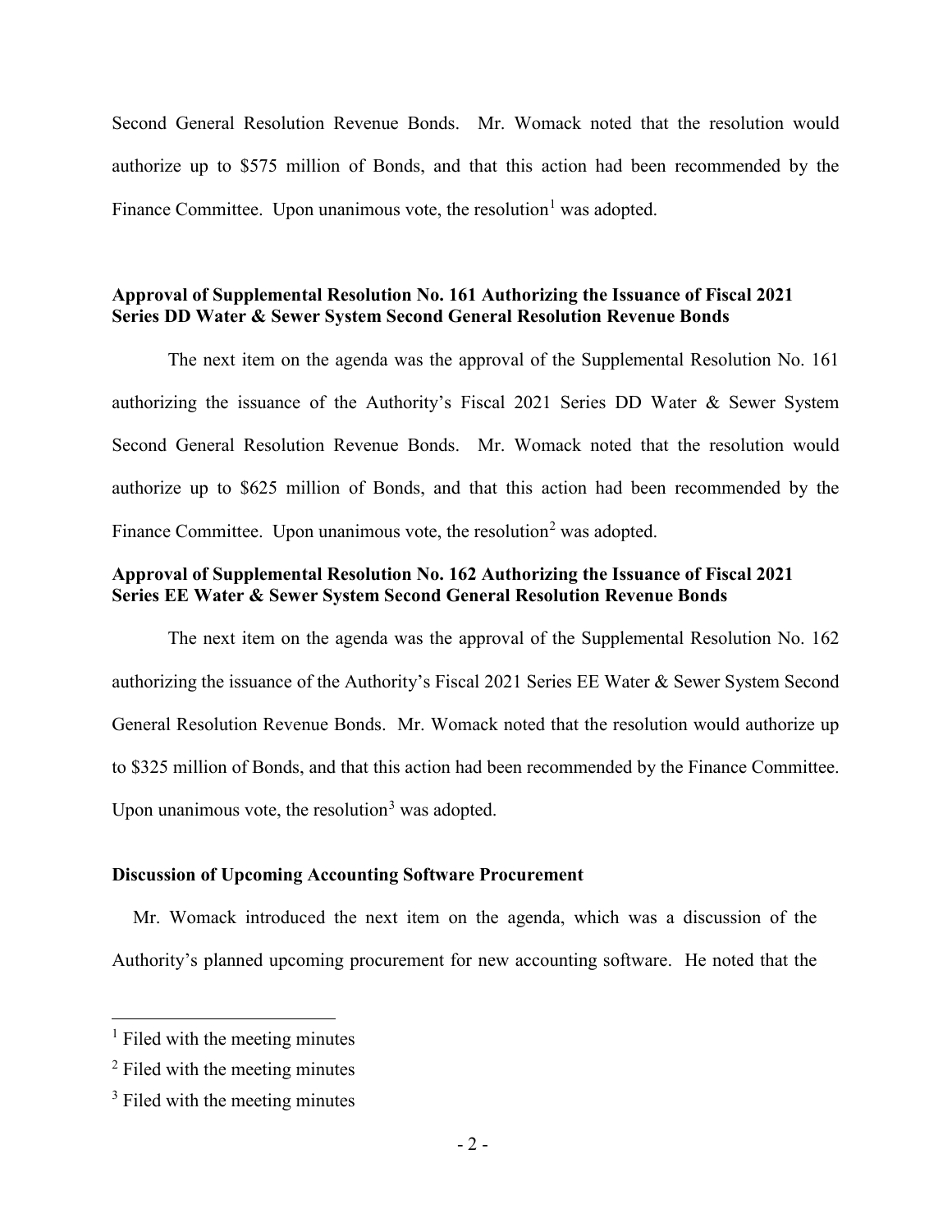Second General Resolution Revenue Bonds. Mr. Womack noted that the resolution would authorize up to $575 million of Bonds, and that this action had been recommended by the Finance Committee. Upon unanimous vote, the resolution[1] was adopted.

**Approval of Supplemental Resolution No. 161 Authorizing the Issuance of Fiscal 2021 Series DD Water & Sewer System Second General Resolution Revenue Bonds**

The next item on the agenda was the approval of the Supplemental Resolution No. 161 authorizing the issuance of the Authority's Fiscal 2021 Series DD Water & Sewer System Second General Resolution Revenue Bonds. Mr. Womack noted that the resolution would authorize up to $625 million of Bonds, and that this action had been recommended by the Finance Committee. Upon unanimous vote, the resolution[2] was adopted.

**Approval of Supplemental Resolution No. 162 Authorizing the Issuance of Fiscal 2021 Series EE Water & Sewer System Second General Resolution Revenue Bonds**

The next item on the agenda was the approval of the Supplemental Resolution No. 162 authorizing the issuance of the Authority's Fiscal 2021 Series EE Water & Sewer System Second General Resolution Revenue Bonds. Mr. Womack noted that the resolution would authorize up to $325 million of Bonds, and that this action had been recommended by the Finance Committee. Upon unanimous vote, the resolution[3] was adopted.

**Discussion of Upcoming Accounting Software Procurement**

Mr. Womack introduced the next item on the agenda, which was a discussion of the Authority's planned upcoming procurement for new accounting software. He noted that the

---

[1] Filed with the meeting minutes

[2] Filed with the meeting minutes

[3] Filed with the meeting minutes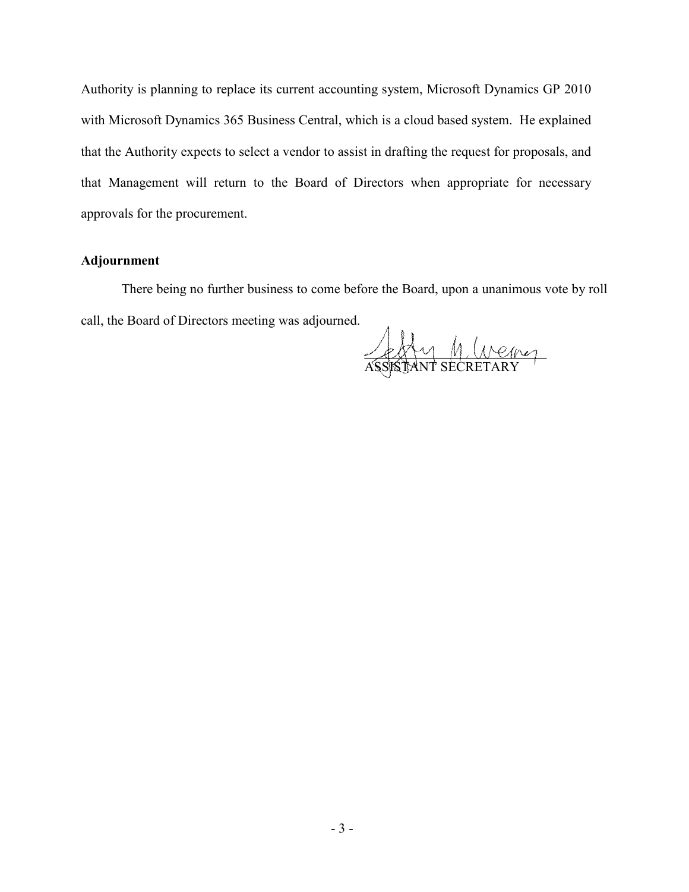Authority is planning to replace its current accounting system, Microsoft Dynamics GP 2010 with Microsoft Dynamics 365 Business Central, which is a cloud based system. He explained that the Authority expects to select a vendor to assist in drafting the request for proposals, and that Management will return to the Board of Directors when appropriate for necessary approvals for the procurement.

**Adjournment**

There being no further business to come before the Board, upon a unanimous vote by roll call, the Board of Directors meeting was adjourned.

ASSISTANT SECRETARY